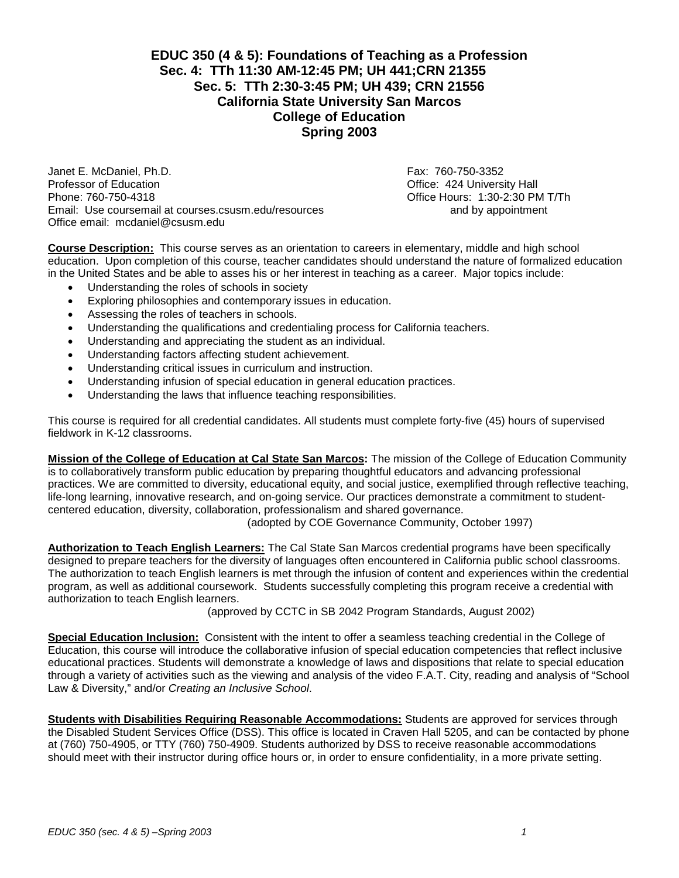# EDUC 350 (4 & 5): Foundations of Teaching as a Profession
## Sec. 4: TTh 11:30 AM-12:45 PM; UH 441;CRN 21355
## Sec. 5: TTh 2:30-3:45 PM; UH 439; CRN 21556
## California State University San Marcos
## College of Education
## Spring 2003

Janet E. McDaniel, Ph.D.
Professor of Education
Phone: 760-750-4318
Email: Use coursemail at courses.csusm.edu/resources
Office email: mcdaniel@csusm.edu

Fax: 760-750-3352
Office: 424 University Hall
Office Hours: 1:30-2:30 PM T/Th and by appointment

**Course Description:** This course serves as an orientation to careers in elementary, middle and high school education. Upon completion of this course, teacher candidates should understand the nature of formalized education in the United States and be able to asses his or her interest in teaching as a career. Major topics include:

- Understanding the roles of schools in society
- Exploring philosophies and contemporary issues in education.
- Assessing the roles of teachers in schools.
- Understanding the qualifications and credentialing process for California teachers.
- Understanding and appreciating the student as an individual.
- Understanding factors affecting student achievement.
- Understanding critical issues in curriculum and instruction.
- Understanding infusion of special education in general education practices.
- Understanding the laws that influence teaching responsibilities.

This course is required for all credential candidates. All students must complete forty-five (45) hours of supervised fieldwork in K-12 classrooms.

**Mission of the College of Education at Cal State San Marcos:** The mission of the College of Education Community is to collaboratively transform public education by preparing thoughtful educators and advancing professional practices. We are committed to diversity, educational equity, and social justice, exemplified through reflective teaching, life-long learning, innovative research, and on-going service. Our practices demonstrate a commitment to student-centered education, diversity, collaboration, professionalism and shared governance.

(adopted by COE Governance Community, October 1997)

**Authorization to Teach English Learners:** The Cal State San Marcos credential programs have been specifically designed to prepare teachers for the diversity of languages often encountered in California public school classrooms. The authorization to teach English learners is met through the infusion of content and experiences within the credential program, as well as additional coursework. Students successfully completing this program receive a credential with authorization to teach English learners.

(approved by CCTC in SB 2042 Program Standards, August 2002)

**Special Education Inclusion:** Consistent with the intent to offer a seamless teaching credential in the College of Education, this course will introduce the collaborative infusion of special education competencies that reflect inclusive educational practices. Students will demonstrate a knowledge of laws and dispositions that relate to special education through a variety of activities such as the viewing and analysis of the video F.A.T. City, reading and analysis of "School Law & Diversity," and/or *Creating an Inclusive School*.

**Students with Disabilities Requiring Reasonable Accommodations:** Students are approved for services through the Disabled Student Services Office (DSS). This office is located in Craven Hall 5205, and can be contacted by phone at (760) 750-4905, or TTY (760) 750-4909. Students authorized by DSS to receive reasonable accommodations should meet with their instructor during office hours or, in order to ensure confidentiality, in a more private setting.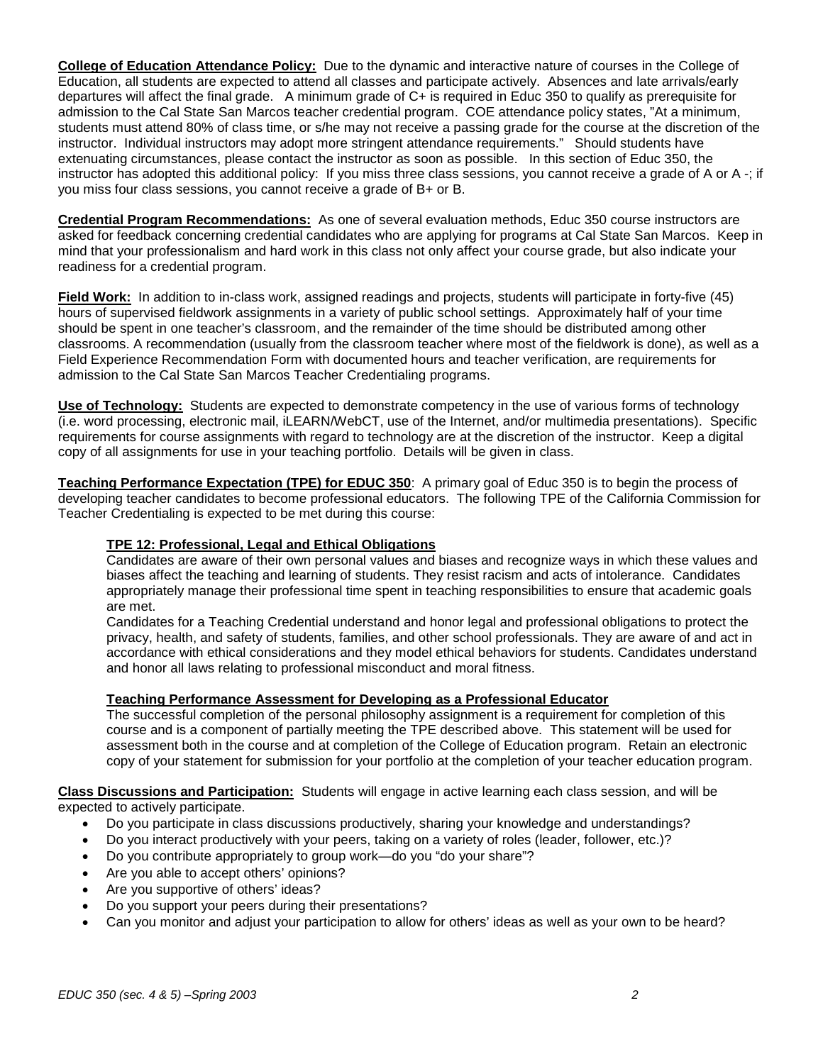**College of Education Attendance Policy:** Due to the dynamic and interactive nature of courses in the College of Education, all students are expected to attend all classes and participate actively. Absences and late arrivals/early departures will affect the final grade. A minimum grade of C+ is required in Educ 350 to qualify as prerequisite for admission to the Cal State San Marcos teacher credential program. COE attendance policy states, "At a minimum, students must attend 80% of class time, or s/he may not receive a passing grade for the course at the discretion of the instructor. Individual instructors may adopt more stringent attendance requirements." Should students have extenuating circumstances, please contact the instructor as soon as possible. In this section of Educ 350, the instructor has adopted this additional policy: If you miss three class sessions, you cannot receive a grade of A or A -; if you miss four class sessions, you cannot receive a grade of B+ or B.

**Credential Program Recommendations:** As one of several evaluation methods, Educ 350 course instructors are asked for feedback concerning credential candidates who are applying for programs at Cal State San Marcos. Keep in mind that your professionalism and hard work in this class not only affect your course grade, but also indicate your readiness for a credential program.

**Field Work:** In addition to in-class work, assigned readings and projects, students will participate in forty-five (45) hours of supervised fieldwork assignments in a variety of public school settings. Approximately half of your time should be spent in one teacher's classroom, and the remainder of the time should be distributed among other classrooms. A recommendation (usually from the classroom teacher where most of the fieldwork is done), as well as a Field Experience Recommendation Form with documented hours and teacher verification, are requirements for admission to the Cal State San Marcos Teacher Credentialing programs.

**Use of Technology:** Students are expected to demonstrate competency in the use of various forms of technology (i.e. word processing, electronic mail, iLEARN/WebCT, use of the Internet, and/or multimedia presentations). Specific requirements for course assignments with regard to technology are at the discretion of the instructor. Keep a digital copy of all assignments for use in your teaching portfolio. Details will be given in class.

**Teaching Performance Expectation (TPE) for EDUC 350**: A primary goal of Educ 350 is to begin the process of developing teacher candidates to become professional educators. The following TPE of the California Commission for Teacher Credentialing is expected to be met during this course:

**TPE 12: Professional, Legal and Ethical Obligations**

Candidates are aware of their own personal values and biases and recognize ways in which these values and biases affect the teaching and learning of students. They resist racism and acts of intolerance. Candidates appropriately manage their professional time spent in teaching responsibilities to ensure that academic goals are met.

Candidates for a Teaching Credential understand and honor legal and professional obligations to protect the privacy, health, and safety of students, families, and other school professionals. They are aware of and act in accordance with ethical considerations and they model ethical behaviors for students. Candidates understand and honor all laws relating to professional misconduct and moral fitness.

**Teaching Performance Assessment for Developing as a Professional Educator**

The successful completion of the personal philosophy assignment is a requirement for completion of this course and is a component of partially meeting the TPE described above. This statement will be used for assessment both in the course and at completion of the College of Education program. Retain an electronic copy of your statement for submission for your portfolio at the completion of your teacher education program.

**Class Discussions and Participation:** Students will engage in active learning each class session, and will be expected to actively participate.

- Do you participate in class discussions productively, sharing your knowledge and understandings?
- Do you interact productively with your peers, taking on a variety of roles (leader, follower, etc.)?
- Do you contribute appropriately to group work—do you "do your share"?
- Are you able to accept others' opinions?
- Are you supportive of others' ideas?
- Do you support your peers during their presentations?
- Can you monitor and adjust your participation to allow for others' ideas as well as your own to be heard?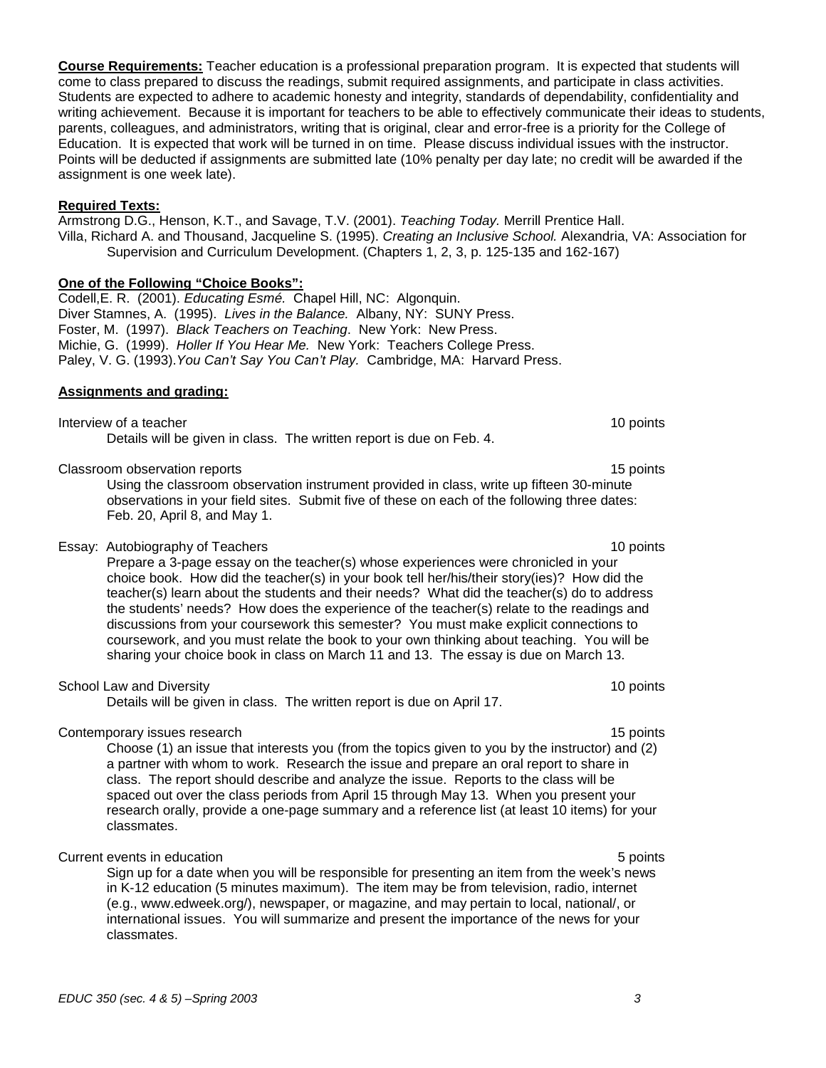**Course Requirements:** Teacher education is a professional preparation program. It is expected that students will come to class prepared to discuss the readings, submit required assignments, and participate in class activities. Students are expected to adhere to academic honesty and integrity, standards of dependability, confidentiality and writing achievement. Because it is important for teachers to be able to effectively communicate their ideas to students, parents, colleagues, and administrators, writing that is original, clear and error-free is a priority for the College of Education. It is expected that work will be turned in on time. Please discuss individual issues with the instructor. Points will be deducted if assignments are submitted late (10% penalty per day late; no credit will be awarded if the assignment is one week late).

**Required Texts:**

Armstrong D.G., Henson, K.T., and Savage, T.V. (2001). *Teaching Today.* Merrill Prentice Hall.
Villa, Richard A. and Thousand, Jacqueline S. (1995). *Creating an Inclusive School.* Alexandria, VA: Association for Supervision and Curriculum Development. (Chapters 1, 2, 3, p. 125-135 and 162-167)

**One of the Following "Choice Books":**

Codell,E. R. (2001). *Educating Esmé.* Chapel Hill, NC: Algonquin.
Diver Stamnes, A. (1995). *Lives in the Balance.* Albany, NY: SUNY Press.
Foster, M. (1997). *Black Teachers on Teaching*. New York: New Press.
Michie, G. (1999). *Holler If You Hear Me.* New York: Teachers College Press.
Paley, V. G. (1993).*You Can't Say You Can't Play.* Cambridge, MA: Harvard Press.

**Assignments and grading:**

Interview of a teacher — 10 points

Details will be given in class. The written report is due on Feb. 4.

Classroom observation reports — 15 points

Using the classroom observation instrument provided in class, write up fifteen 30-minute observations in your field sites. Submit five of these on each of the following three dates: Feb. 20, April 8, and May 1.

Essay: Autobiography of Teachers — 10 points

Prepare a 3-page essay on the teacher(s) whose experiences were chronicled in your choice book. How did the teacher(s) in your book tell her/his/their story(ies)? How did the teacher(s) learn about the students and their needs? What did the teacher(s) do to address the students' needs? How does the experience of the teacher(s) relate to the readings and discussions from your coursework this semester? You must make explicit connections to coursework, and you must relate the book to your own thinking about teaching. You will be sharing your choice book in class on March 11 and 13. The essay is due on March 13.

School Law and Diversity — 10 points

Details will be given in class. The written report is due on April 17.

Contemporary issues research — 15 points

Choose (1) an issue that interests you (from the topics given to you by the instructor) and (2) a partner with whom to work. Research the issue and prepare an oral report to share in class. The report should describe and analyze the issue. Reports to the class will be spaced out over the class periods from April 15 through May 13. When you present your research orally, provide a one-page summary and a reference list (at least 10 items) for your classmates.

Current events in education — 5 points

Sign up for a date when you will be responsible for presenting an item from the week's news in K-12 education (5 minutes maximum). The item may be from television, radio, internet (e.g., www.edweek.org/), newspaper, or magazine, and may pertain to local, national/, or international issues. You will summarize and present the importance of the news for your classmates.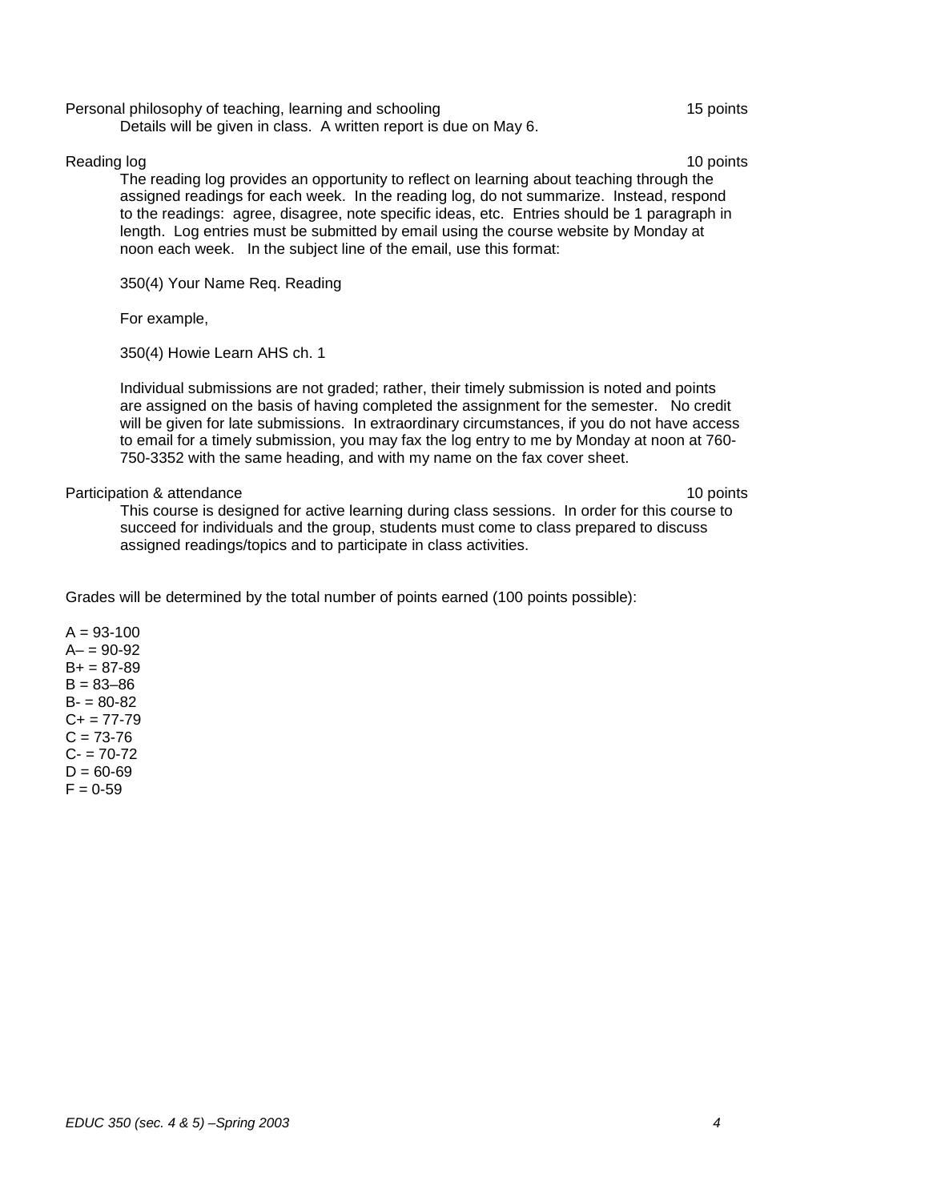Personal philosophy of teaching, learning and schooling — 15 points

Details will be given in class. A written report is due on May 6.

Reading log — 10 points

The reading log provides an opportunity to reflect on learning about teaching through the assigned readings for each week. In the reading log, do not summarize. Instead, respond to the readings: agree, disagree, note specific ideas, etc. Entries should be 1 paragraph in length. Log entries must be submitted by email using the course website by Monday at noon each week. In the subject line of the email, use this format:

350(4) Your Name Req. Reading

For example,

350(4) Howie Learn AHS ch. 1

Individual submissions are not graded; rather, their timely submission is noted and points are assigned on the basis of having completed the assignment for the semester. No credit will be given for late submissions. In extraordinary circumstances, if you do not have access to email for a timely submission, you may fax the log entry to me by Monday at noon at 760-750-3352 with the same heading, and with my name on the fax cover sheet.

Participation & attendance — 10 points

This course is designed for active learning during class sessions. In order for this course to succeed for individuals and the group, students must come to class prepared to discuss assigned readings/topics and to participate in class activities.

Grades will be determined by the total number of points earned (100 points possible):

A = 93-100
A– = 90-92
B+ = 87-89
B = 83–86
B- = 80-82
C+ = 77-79
C = 73-76
C- = 70-72
D = 60-69
F = 0-59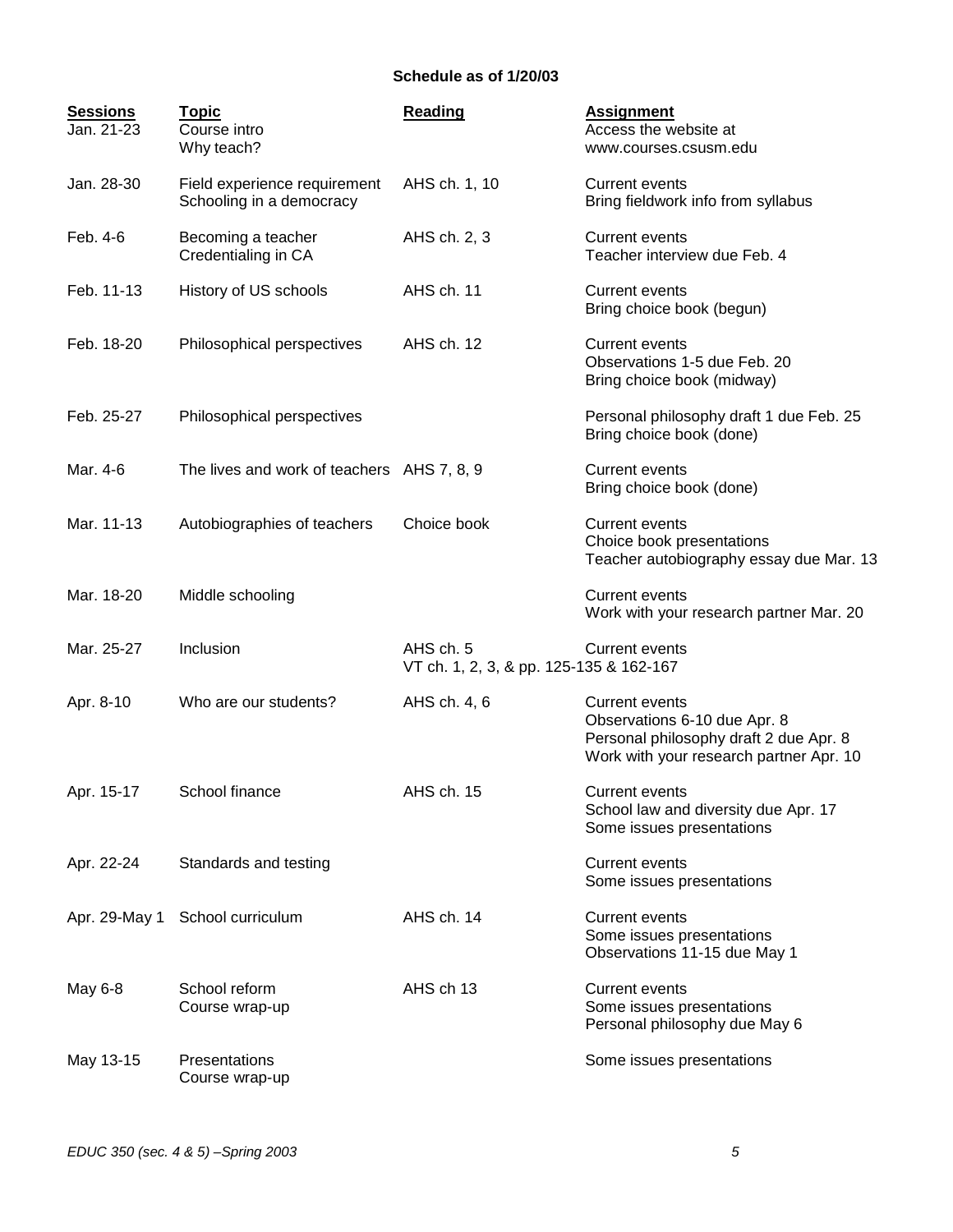**Schedule as of 1/20/03**

| Sessions | Topic | Reading | Assignment |
|---|---|---|---|
| Jan. 21-23 | Course intro<br>Why teach? | | Access the website at www.courses.csusm.edu |
| Jan. 28-30 | Field experience requirement<br>Schooling in a democracy | AHS ch. 1, 10 | Current events<br>Bring fieldwork info from syllabus |
| Feb. 4-6 | Becoming a teacher<br>Credentialing in CA | AHS ch. 2, 3 | Current events<br>Teacher interview due Feb. 4 |
| Feb. 11-13 | History of US schools | AHS ch. 11 | Current events<br>Bring choice book (begun) |
| Feb. 18-20 | Philosophical perspectives | AHS ch. 12 | Current events<br>Observations 1-5 due Feb. 20<br>Bring choice book (midway) |
| Feb. 25-27 | Philosophical perspectives | | Personal philosophy draft 1 due Feb. 25<br>Bring choice book (done) |
| Mar. 4-6 | The lives and work of teachers | AHS 7, 8, 9 | Current events<br>Bring choice book (done) |
| Mar. 11-13 | Autobiographies of teachers | Choice book | Current events<br>Choice book presentations<br>Teacher autobiography essay due Mar. 13 |
| Mar. 18-20 | Middle schooling | | Current events<br>Work with your research partner Mar. 20 |
| Mar. 25-27 | Inclusion | AHS ch. 5<br>VT ch. 1, 2, 3, & pp. 125-135 & 162-167 | Current events |
| Apr. 8-10 | Who are our students? | AHS ch. 4, 6 | Current events<br>Observations 6-10 due Apr. 8<br>Personal philosophy draft 2 due Apr. 8<br>Work with your research partner Apr. 10 |
| Apr. 15-17 | School finance | AHS ch. 15 | Current events<br>School law and diversity due Apr. 17<br>Some issues presentations |
| Apr. 22-24 | Standards and testing | | Current events<br>Some issues presentations |
| Apr. 29-May 1 | School curriculum | AHS ch. 14 | Current events<br>Some issues presentations<br>Observations 11-15 due May 1 |
| May 6-8 | School reform<br>Course wrap-up | AHS ch 13 | Current events<br>Some issues presentations<br>Personal philosophy due May 6 |
| May 13-15 | Presentations<br>Course wrap-up | | Some issues presentations |